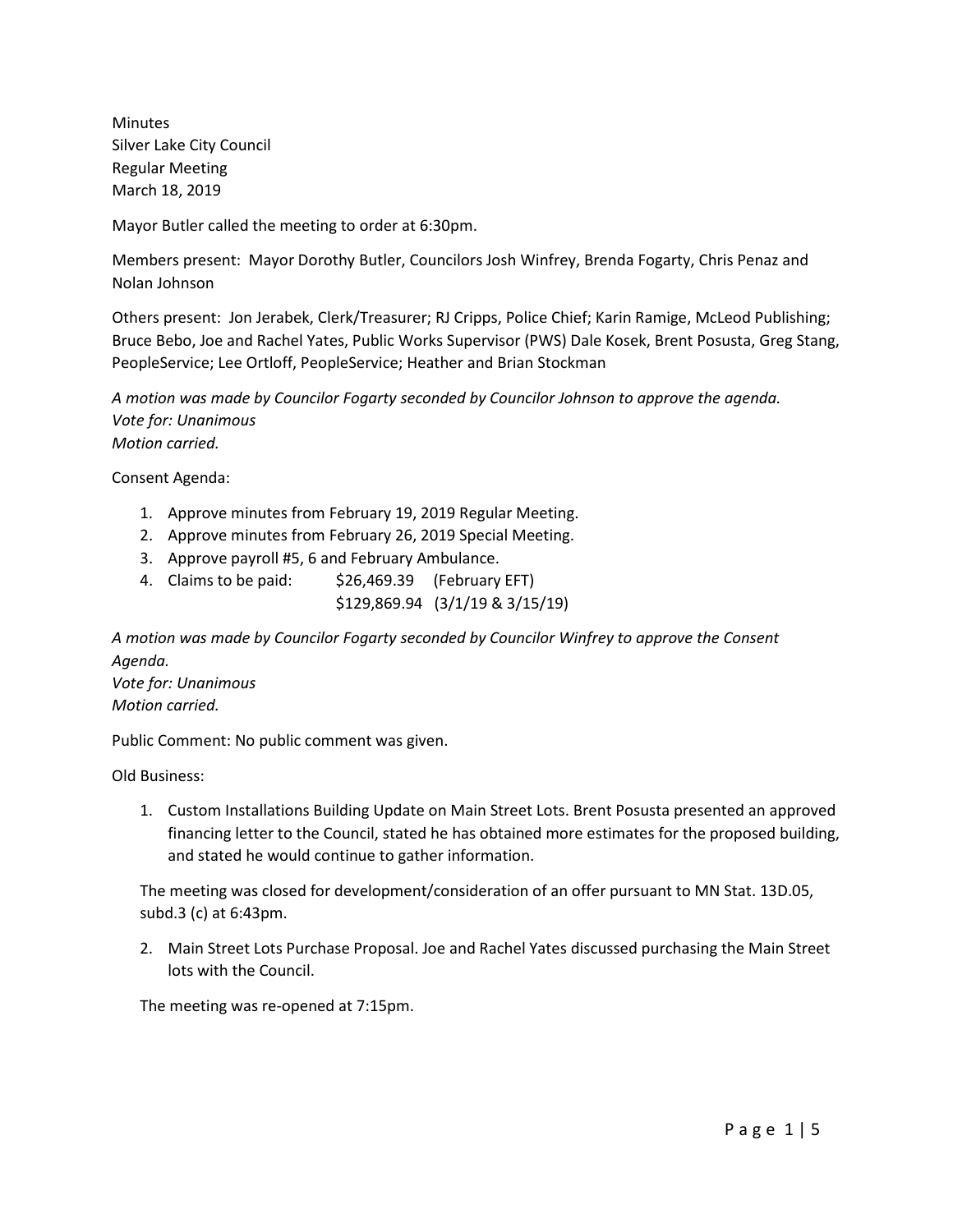Minutes
Silver Lake City Council
Regular Meeting
March 18, 2019

Mayor Butler called the meeting to order at 6:30pm.

Members present: Mayor Dorothy Butler, Councilors Josh Winfrey, Brenda Fogarty, Chris Penaz and Nolan Johnson

Others present: Jon Jerabek, Clerk/Treasurer; RJ Cripps, Police Chief; Karin Ramige, McLeod Publishing; Bruce Bebo, Joe and Rachel Yates, Public Works Supervisor (PWS) Dale Kosek, Brent Posusta, Greg Stang, PeopleService; Lee Ortloff, PeopleService; Heather and Brian Stockman

*A motion was made by Councilor Fogarty seconded by Councilor Johnson to approve the agenda.*
*Vote for: Unanimous*
*Motion carried.*

Consent Agenda:

1. Approve minutes from February 19, 2019 Regular Meeting.
2. Approve minutes from February 26, 2019 Special Meeting.
3. Approve payroll #5, 6 and February Ambulance.
4. Claims to be paid: $26,469.39 (February EFT)
   $129,869.94 (3/1/19 & 3/15/19)

*A motion was made by Councilor Fogarty seconded by Councilor Winfrey to approve the Consent Agenda.*
*Vote for: Unanimous*
*Motion carried.*

Public Comment: No public comment was given.

Old Business:

1. Custom Installations Building Update on Main Street Lots. Brent Posusta presented an approved financing letter to the Council, stated he has obtained more estimates for the proposed building, and stated he would continue to gather information.

The meeting was closed for development/consideration of an offer pursuant to MN Stat. 13D.05, subd.3 (c) at 6:43pm.

2. Main Street Lots Purchase Proposal. Joe and Rachel Yates discussed purchasing the Main Street lots with the Council.

The meeting was re-opened at 7:15pm.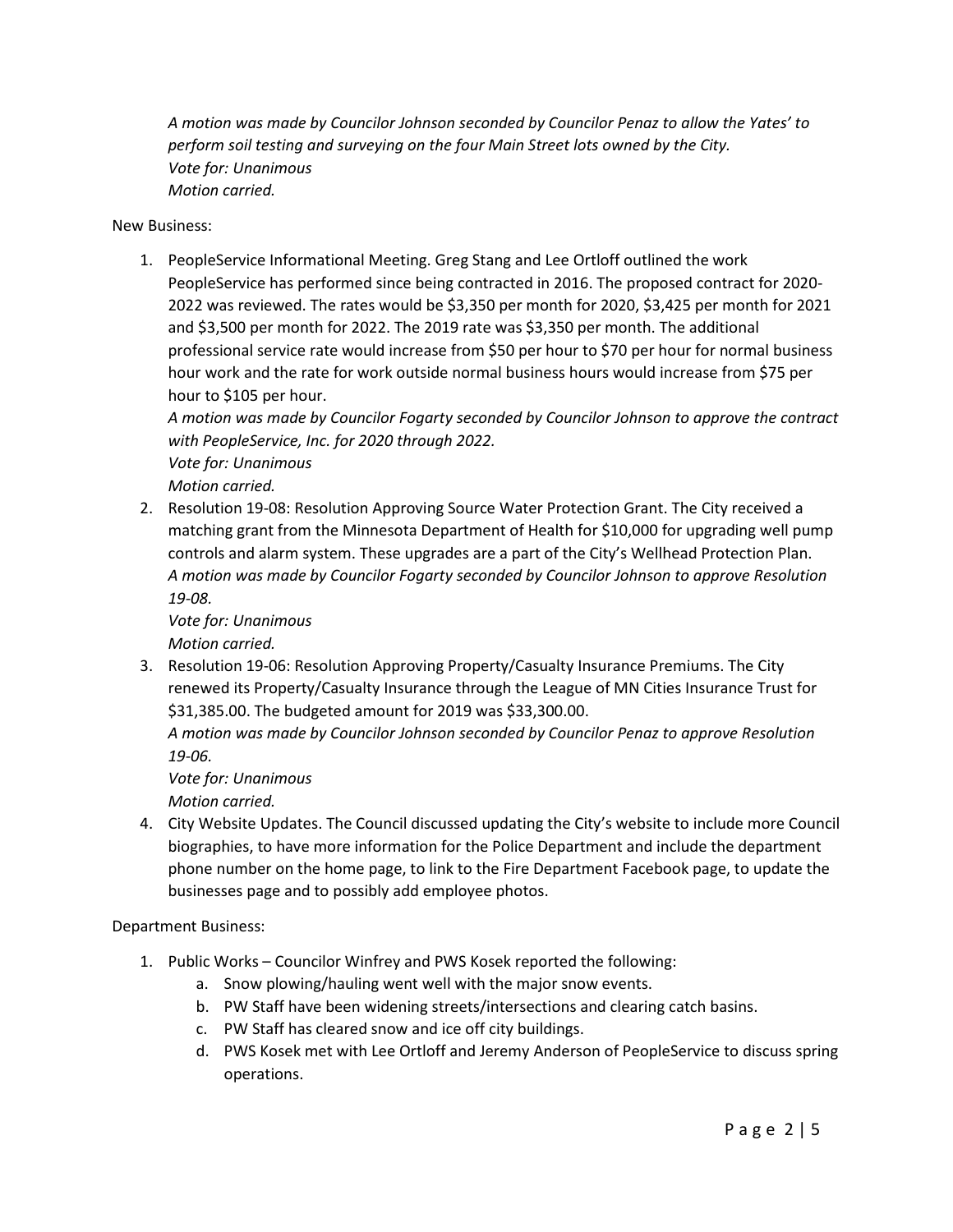*A motion was made by Councilor Johnson seconded by Councilor Penaz to allow the Yates' to perform soil testing and surveying on the four Main Street lots owned by the City.*
*Vote for: Unanimous*
*Motion carried.*

New Business:

1. PeopleService Informational Meeting. Greg Stang and Lee Ortloff outlined the work PeopleService has performed since being contracted in 2016. The proposed contract for 2020-2022 was reviewed. The rates would be $3,350 per month for 2020, $3,425 per month for 2021 and $3,500 per month for 2022. The 2019 rate was $3,350 per month. The additional professional service rate would increase from $50 per hour to $70 per hour for normal business hour work and the rate for work outside normal business hours would increase from $75 per hour to $105 per hour.
   *A motion was made by Councilor Fogarty seconded by Councilor Johnson to approve the contract with PeopleService, Inc. for 2020 through 2022.*
   *Vote for: Unanimous*
   *Motion carried.*
2. Resolution 19-08: Resolution Approving Source Water Protection Grant. The City received a matching grant from the Minnesota Department of Health for $10,000 for upgrading well pump controls and alarm system. These upgrades are a part of the City's Wellhead Protection Plan.
   *A motion was made by Councilor Fogarty seconded by Councilor Johnson to approve Resolution 19-08.*
   *Vote for: Unanimous*
   *Motion carried.*
3. Resolution 19-06: Resolution Approving Property/Casualty Insurance Premiums. The City renewed its Property/Casualty Insurance through the League of MN Cities Insurance Trust for $31,385.00. The budgeted amount for 2019 was $33,300.00.
   *A motion was made by Councilor Johnson seconded by Councilor Penaz to approve Resolution 19-06.*
   *Vote for: Unanimous*
   *Motion carried.*
4. City Website Updates. The Council discussed updating the City's website to include more Council biographies, to have more information for the Police Department and include the department phone number on the home page, to link to the Fire Department Facebook page, to update the businesses page and to possibly add employee photos.

Department Business:

1. Public Works – Councilor Winfrey and PWS Kosek reported the following:
   a. Snow plowing/hauling went well with the major snow events.
   b. PW Staff have been widening streets/intersections and clearing catch basins.
   c. PW Staff has cleared snow and ice off city buildings.
   d. PWS Kosek met with Lee Ortloff and Jeremy Anderson of PeopleService to discuss spring operations.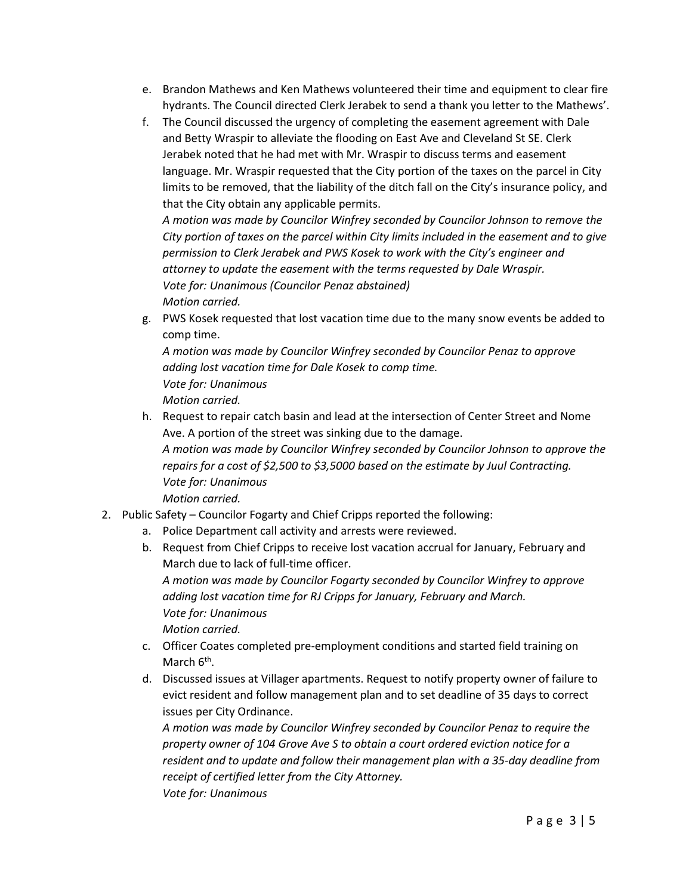e. Brandon Mathews and Ken Mathews volunteered their time and equipment to clear fire hydrants. The Council directed Clerk Jerabek to send a thank you letter to the Mathews'.

f. The Council discussed the urgency of completing the easement agreement with Dale and Betty Wraspir to alleviate the flooding on East Ave and Cleveland St SE. Clerk Jerabek noted that he had met with Mr. Wraspir to discuss terms and easement language. Mr. Wraspir requested that the City portion of the taxes on the parcel in City limits to be removed, that the liability of the ditch fall on the City's insurance policy, and that the City obtain any applicable permits.
*A motion was made by Councilor Winfrey seconded by Councilor Johnson to remove the City portion of taxes on the parcel within City limits included in the easement and to give permission to Clerk Jerabek and PWS Kosek to work with the City's engineer and attorney to update the easement with the terms requested by Dale Wraspir.*
*Vote for: Unanimous (Councilor Penaz abstained)*
*Motion carried.*

g. PWS Kosek requested that lost vacation time due to the many snow events be added to comp time.
*A motion was made by Councilor Winfrey seconded by Councilor Penaz to approve adding lost vacation time for Dale Kosek to comp time.*
*Vote for: Unanimous*
*Motion carried.*

h. Request to repair catch basin and lead at the intersection of Center Street and Nome Ave. A portion of the street was sinking due to the damage.
*A motion was made by Councilor Winfrey seconded by Councilor Johnson to approve the repairs for a cost of $2,500 to $3,5000 based on the estimate by Juul Contracting.*
*Vote for: Unanimous*
*Motion carried.*

2. Public Safety – Councilor Fogarty and Chief Cripps reported the following:
   a. Police Department call activity and arrests were reviewed.
   b. Request from Chief Cripps to receive lost vacation accrual for January, February and March due to lack of full-time officer.
   *A motion was made by Councilor Fogarty seconded by Councilor Winfrey to approve adding lost vacation time for RJ Cripps for January, February and March.*
   *Vote for: Unanimous*
   *Motion carried.*
   c. Officer Coates completed pre-employment conditions and started field training on March 6th.
   d. Discussed issues at Villager apartments. Request to notify property owner of failure to evict resident and follow management plan and to set deadline of 35 days to correct issues per City Ordinance.
   *A motion was made by Councilor Winfrey seconded by Councilor Penaz to require the property owner of 104 Grove Ave S to obtain a court ordered eviction notice for a resident and to update and follow their management plan with a 35-day deadline from receipt of certified letter from the City Attorney.*
   *Vote for: Unanimous*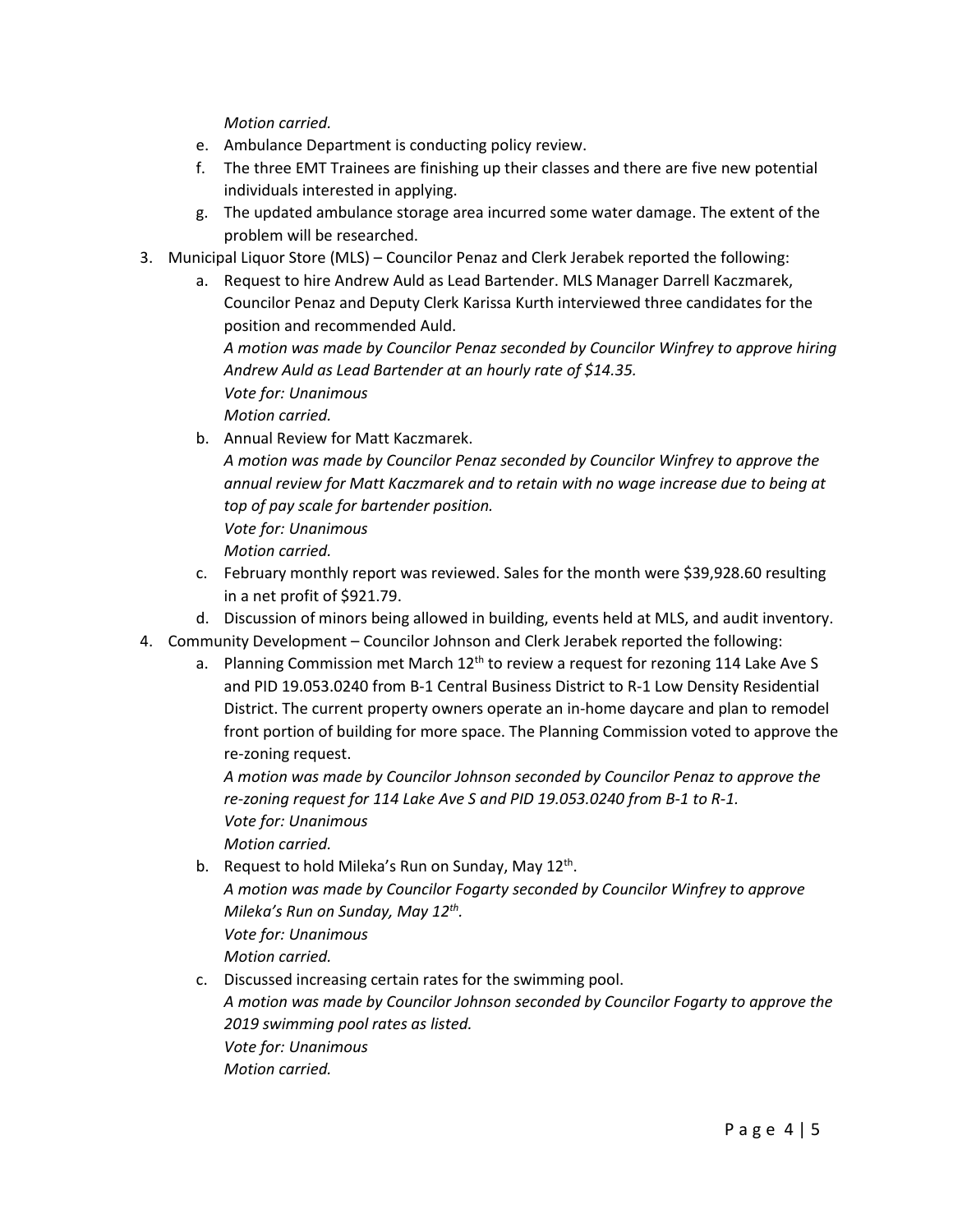*Motion carried.*

e. Ambulance Department is conducting policy review.
f. The three EMT Trainees are finishing up their classes and there are five new potential individuals interested in applying.
g. The updated ambulance storage area incurred some water damage. The extent of the problem will be researched.

3. Municipal Liquor Store (MLS) – Councilor Penaz and Clerk Jerabek reported the following:
   a. Request to hire Andrew Auld as Lead Bartender. MLS Manager Darrell Kaczmarek, Councilor Penaz and Deputy Clerk Karissa Kurth interviewed three candidates for the position and recommended Auld.
      *A motion was made by Councilor Penaz seconded by Councilor Winfrey to approve hiring Andrew Auld as Lead Bartender at an hourly rate of $14.35.*
      *Vote for: Unanimous*
      *Motion carried.*
   b. Annual Review for Matt Kaczmarek.
      *A motion was made by Councilor Penaz seconded by Councilor Winfrey to approve the annual review for Matt Kaczmarek and to retain with no wage increase due to being at top of pay scale for bartender position.*
      *Vote for: Unanimous*
      *Motion carried.*
   c. February monthly report was reviewed. Sales for the month were $39,928.60 resulting in a net profit of $921.79.
   d. Discussion of minors being allowed in building, events held at MLS, and audit inventory.

4. Community Development – Councilor Johnson and Clerk Jerabek reported the following:
   a. Planning Commission met March 12th to review a request for rezoning 114 Lake Ave S and PID 19.053.0240 from B-1 Central Business District to R-1 Low Density Residential District. The current property owners operate an in-home daycare and plan to remodel front portion of building for more space. The Planning Commission voted to approve the re-zoning request.
      *A motion was made by Councilor Johnson seconded by Councilor Penaz to approve the re-zoning request for 114 Lake Ave S and PID 19.053.0240 from B-1 to R-1.*
      *Vote for: Unanimous*
      *Motion carried.*
   b. Request to hold Mileka's Run on Sunday, May 12th.
      *A motion was made by Councilor Fogarty seconded by Councilor Winfrey to approve Mileka's Run on Sunday, May 12th.*
      *Vote for: Unanimous*
      *Motion carried.*
   c. Discussed increasing certain rates for the swimming pool.
      *A motion was made by Councilor Johnson seconded by Councilor Fogarty to approve the 2019 swimming pool rates as listed.*
      *Vote for: Unanimous*
      *Motion carried.*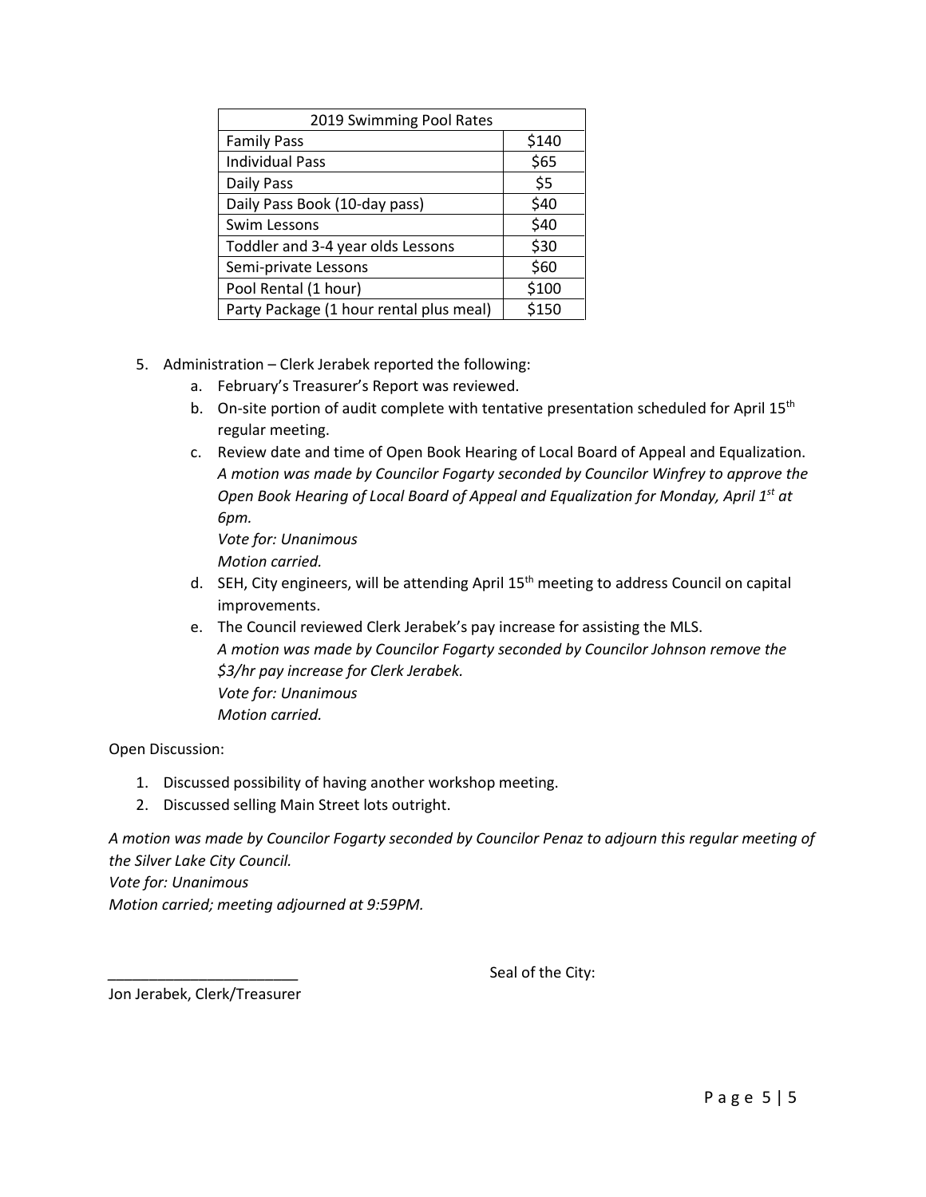| 2019 Swimming Pool Rates | |
|---|---|
| Family Pass | $140 |
| Individual Pass | $65 |
| Daily Pass | $5 |
| Daily Pass Book (10-day pass) | $40 |
| Swim Lessons | $40 |
| Toddler and 3-4 year olds Lessons | $30 |
| Semi-private Lessons | $60 |
| Pool Rental (1 hour) | $100 |
| Party Package (1 hour rental plus meal) | $150 |

5. Administration – Clerk Jerabek reported the following:
   a. February's Treasurer's Report was reviewed.
   b. On-site portion of audit complete with tentative presentation scheduled for April 15th regular meeting.
   c. Review date and time of Open Book Hearing of Local Board of Appeal and Equalization.
      *A motion was made by Councilor Fogarty seconded by Councilor Winfrey to approve the Open Book Hearing of Local Board of Appeal and Equalization for Monday, April 1st at 6pm.*
      *Vote for: Unanimous*
      *Motion carried.*
   d. SEH, City engineers, will be attending April 15th meeting to address Council on capital improvements.
   e. The Council reviewed Clerk Jerabek's pay increase for assisting the MLS.
      *A motion was made by Councilor Fogarty seconded by Councilor Johnson remove the $3/hr pay increase for Clerk Jerabek.*
      *Vote for: Unanimous*
      *Motion carried.*

Open Discussion:

1. Discussed possibility of having another workshop meeting.
2. Discussed selling Main Street lots outright.

*A motion was made by Councilor Fogarty seconded by Councilor Penaz to adjourn this regular meeting of the Silver Lake City Council.*
*Vote for: Unanimous*
*Motion carried; meeting adjourned at 9:59PM.*

_______________________ Seal of the City:

Jon Jerabek, Clerk/Treasurer